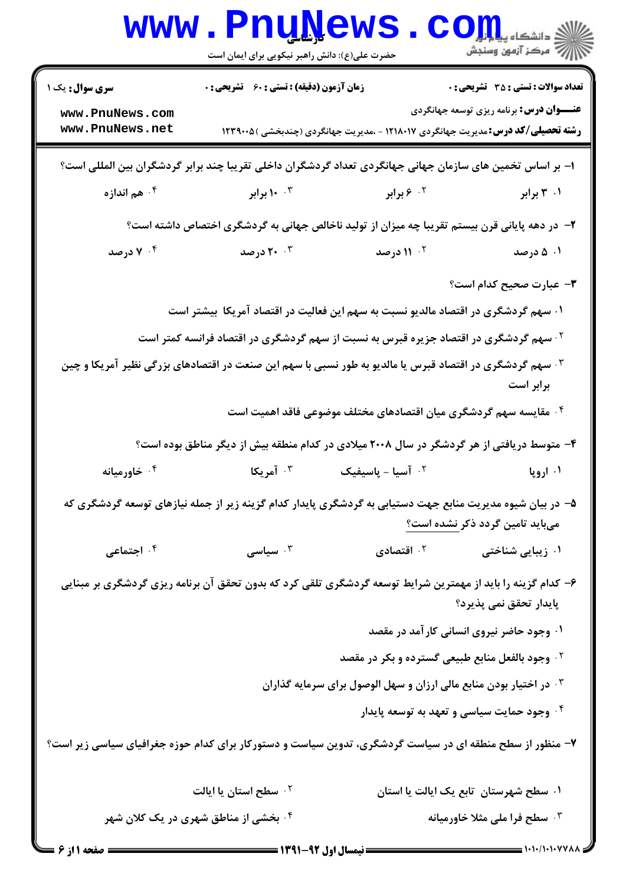**سری سوال:** یک ۱

**زمان آزمون (دقیقه) : تستی : ۶۰ تشریحی : ۰**

**تعداد سوالات : تستی : ۳۵ تشریحی : ۰**

**عنـــوان درس:** برنامه ریزی توسعه جهانگردی

**رشته تحصیلی/کد درس:** مدیریت جهانگردی ۱۲۱۸۰۱۷ - ،مدیریت جهانگردی (چندبخشی )۱۲۳۹۰۰۵

**۱- بر اساس تخمین های سازمان جهانی جهانگردی تعداد گردشگران داخلی تقریبا چند برابر گردشگران بین المللی است؟**

۱. ۳ برابر
۲. ۶ برابر
۳. ۱۰ برابر
۴. هم اندازه

**۲- در دهه پایانی قرن بیستم تقریبا چه میزان از تولید ناخالص جهانی به گردشگری اختصاص داشته است؟**

۱. ۵ درصد
۲. ۱۱ درصد
۳. ۲۰ درصد
۴. ۷ درصد

**۳- عبارت صحیح کدام است؟**

۱. سهم گردشگری در اقتصاد مالدیو نسبت به سهم این فعالیت در اقتصاد آمریکا بیشتر است
۲. سهم گردشگری در اقتصاد جزیره قبرس به نسبت از سهم گردشگری در اقتصاد فرانسه کمتر است
۳. سهم گردشگری در اقتصاد قبرس یا مالدیو به طور نسبی با سهم این صنعت در اقتصادهای بزرگی نظیر آمریکا و چین برابر است
۴. مقایسه سهم گردشگری میان اقتصادهای مختلف موضوعی فاقد اهمیت است

**۴- متوسط دریافتی از هر گردشگر در سال ۲۰۰۸ میلادی در کدام منطقه بیش از دیگر مناطق بوده است؟**

۱. اروپا
۲. آسیا - پاسیفیک
۳. آمریکا
۴. خاورمیانه

**۵- در بیان شیوه مدیریت منابع جهت دستیابی به گردشگری پایدار کدام گزینه زیر از جمله نیازهای توسعه گردشگری که می‌باید تامین گردد ذکر نشده است؟**

۱. زیبایی شناختی
۲. اقتصادی
۳. سیاسی
۴. اجتماعی

**۶- کدام گزینه را باید از مهمترین شرایط توسعه گردشگری تلقی کرد که بدون تحقق آن برنامه ریزی گردشگری بر مبنایی پایدار تحقق نمی پذیرد؟**

۱. وجود حاضر نیروی انسانی کارآمد در مقصد
۲. وجود بالفعل منابع طبیعی گسترده و بکر در مقصد
۳. در اختیار بودن منابع مالی ارزان و سهل الوصول برای سرمایه گذاران
۴. وجود حمایت سیاسی و تعهد به توسعه پایدار

**۷- منظور از سطح منطقه ای در سیاست گردشگری، تدوین سیاست و دستورکار برای کدام حوزه جغرافیای سیاسی زیر است؟**

۱. سطح شهرستان تابع یک ایالت یا استان
۲. سطح استان یا ایالت
۳. سطح فرا ملی مثلا خاورمیانه
۴. بخشی از مناطق شهری در یک کلان شهر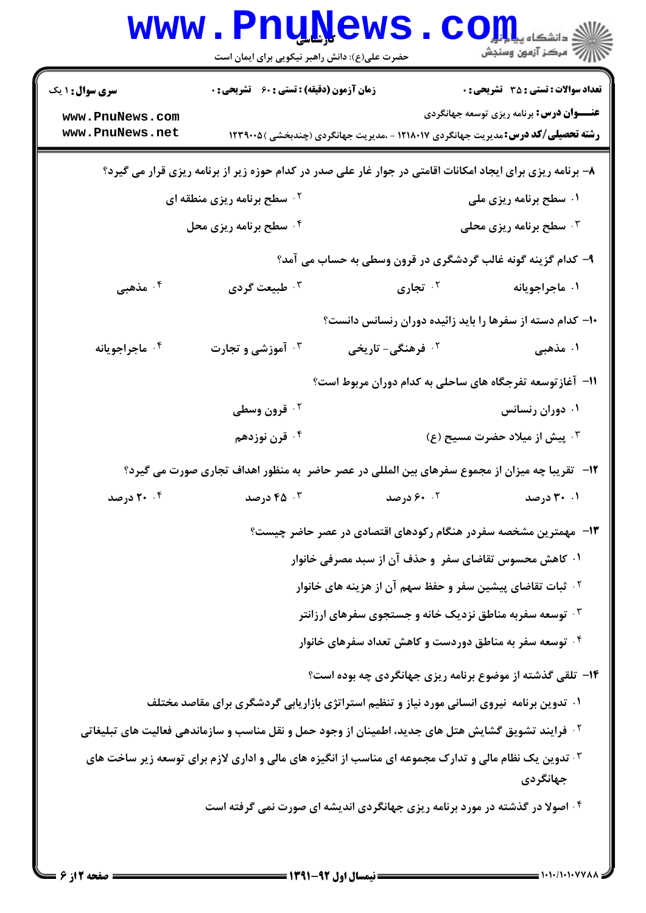۸– برنامه ریزی برای ایجاد امکانات اقامتی در جوار غار علی صدر در کدام حوزه زیر از برنامه ریزی قرار می گیرد؟

۱. سطح برنامه ریزی ملی
۲. سطح برنامه ریزی منطقه ای
۳. سطح برنامه ریزی محلی
۴. سطح برنامه ریزی محل

۹– کدام گزینه گونه غالب گردشگری در قرون وسطی به حساب می آمد؟

۱. ماجراجویانه
۲. تجاری
۳. طبیعت گردی
۴. مذهبی

۱۰– کدام دسته از سفرها را باید زائیده دوران رنسانس دانست؟

۱. مذهبی
۲. فرهنگی- تاریخی
۳. آموزشی و تجارت
۴. ماجراجویانه

۱۱– آغازتوسعه تفرجگاه های ساحلی به کدام دوران مربوط است؟

۱. دوران رنسانس
۲. قرون وسطی
۳. پیش از میلاد حضرت مسیح (ع)
۴. قرن نوزدهم

۱۲– تقریبا چه میزان از مجموع سفرهای بین المللی در عصر حاضر به منظور اهداف تجاری صورت می گیرد؟

۱. ۳۰ درصد
۲. ۶۰ درصد
۳. ۴۵ درصد
۴. ۲۰ درصد

۱۳– مهمترین مشخصه سفردر هنگام رکودهای اقتصادی در عصر حاضر چیست؟

۱. کاهش محسوس تقاضای سفر و حذف آن از سبد مصرفی خانوار
۲. ثبات تقاضای پیشین سفر و حفظ سهم آن از هزینه های خانوار
۳. توسعه سفربه مناطق نزدیک خانه و جستجوی سفرهای ارزانتر
۴. توسعه سفر به مناطق دوردست و کاهش تعداد سفرهای خانوار

۱۴– تلقی گذشته از موضوع برنامه ریزی جهانگردی چه بوده است؟

۱. تدوین برنامه نیروی انسانی مورد نیاز و تنظیم استراتژی بازاریابی گردشگری برای مقاصد مختلف
۲. فرایند تشویق گشایش هتل های جدید، اطمینان از وجود حمل و نقل مناسب و سازماندهی فعالیت های تبلیغاتی
۳. تدوین یک نظام مالی و تدارک مجموعه ای مناسب از انگیزه های مالی و اداری لازم برای توسعه زیر ساخت های جهانگردی
۴. اصولا در گذشته در مورد برنامه ریزی جهانگردی اندیشه ای صورت نمی گرفته است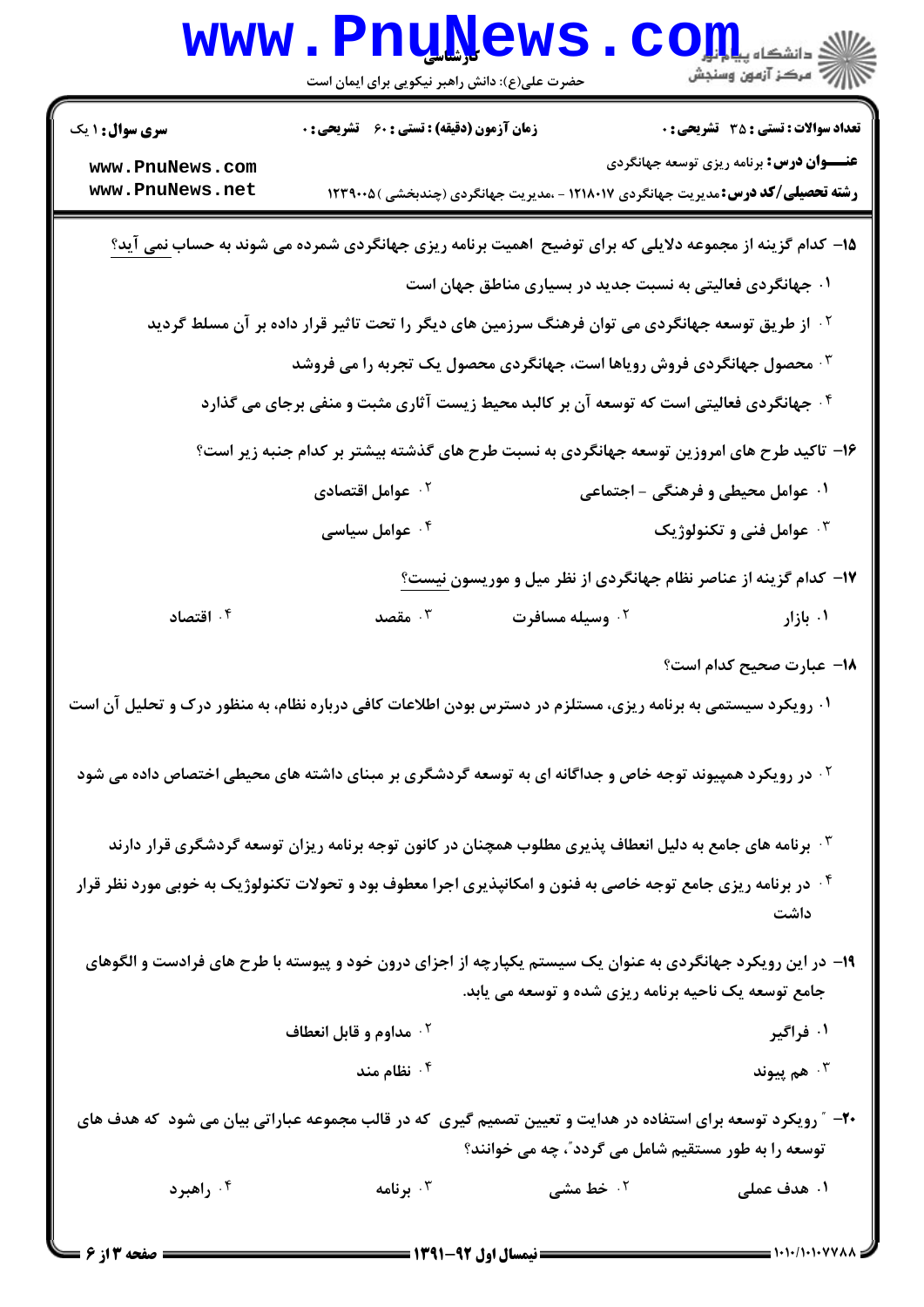۱۵- کدام گزینه از مجموعه دلایلی که برای توضیح اهمیت برنامه ریزی جهانگردی شمرده می شوند به حساب نمی آید؟

۱. جهانگردی فعالیتی به نسبت جدید در بسیاری مناطق جهان است

۲. از طریق توسعه جهانگردی می توان فرهنگ سرزمین های دیگر را تحت تاثیر قرار داده بر آن مسلط گردید

۳. محصول جهانگردی فروش رویاها است، جهانگردی محصول یک تجربه را می فروشد

۴. جهانگردی فعالیتی است که توسعه آن بر کالبد محیط زیست آثاری مثبت و منفی برجای می گذارد

۱۶- تاکید طرح های امروزین توسعه جهانگردی به نسبت طرح های گذشته بیشتر بر کدام جنبه زیر است؟

۱. عوامل محیطی و فرهنگی - اجتماعی

۲. عوامل اقتصادی

۳. عوامل فنی و تکنولوژیک

۴. عوامل سیاسی

۱۷- کدام گزینه از عناصر نظام جهانگردی از نظر میل و موریسون نیست؟

۱. بازار

۲. وسیله مسافرت

۳. مقصد

۴. اقتصاد

۱۸- عبارت صحیح کدام است؟

۱. رویکرد سیستمی به برنامه ریزی، مستلزم در دسترس بودن اطلاعات کافی درباره نظام، به منظور درک و تحلیل آن است

۲. در رویکرد همپیوند توجه خاص و جداگانه ای به توسعه گردشگری بر مبنای داشته های محیطی اختصاص داده می شود

۳. برنامه های جامع به دلیل انعطاف پذیری مطلوب همچنان در کانون توجه برنامه ریزان توسعه گردشگری قرار دارند

۴. در برنامه ریزی جامع توجه خاصی به فنون و امکانپذیری اجرا معطوف بود و تحولات تکنولوژیک به خوبی مورد نظر قرار داشت

۱۹- در این رویکرد جهانگردی به عنوان یک سیستم یکپارچه از اجزای درون خود و پیوسته با طرح های فرادست و الگوهای جامع توسعه یک ناحیه برنامه ریزی شده و توسعه می یابد.

۱. فراگیر

۲. مداوم و قابل انعطاف

۳. هم پیوند

۴. نظام مند

۲۰- " رویکرد توسعه برای استفاده در هدایت و تعیین تصمیم گیری که در قالب مجموعه عباراتی بیان می شود که هدف های توسعه را به طور مستقیم شامل می گردد"، چه می خوانند؟

۱. هدف عملی

۲. خط مشی

۳. برنامه

۴. راهبرد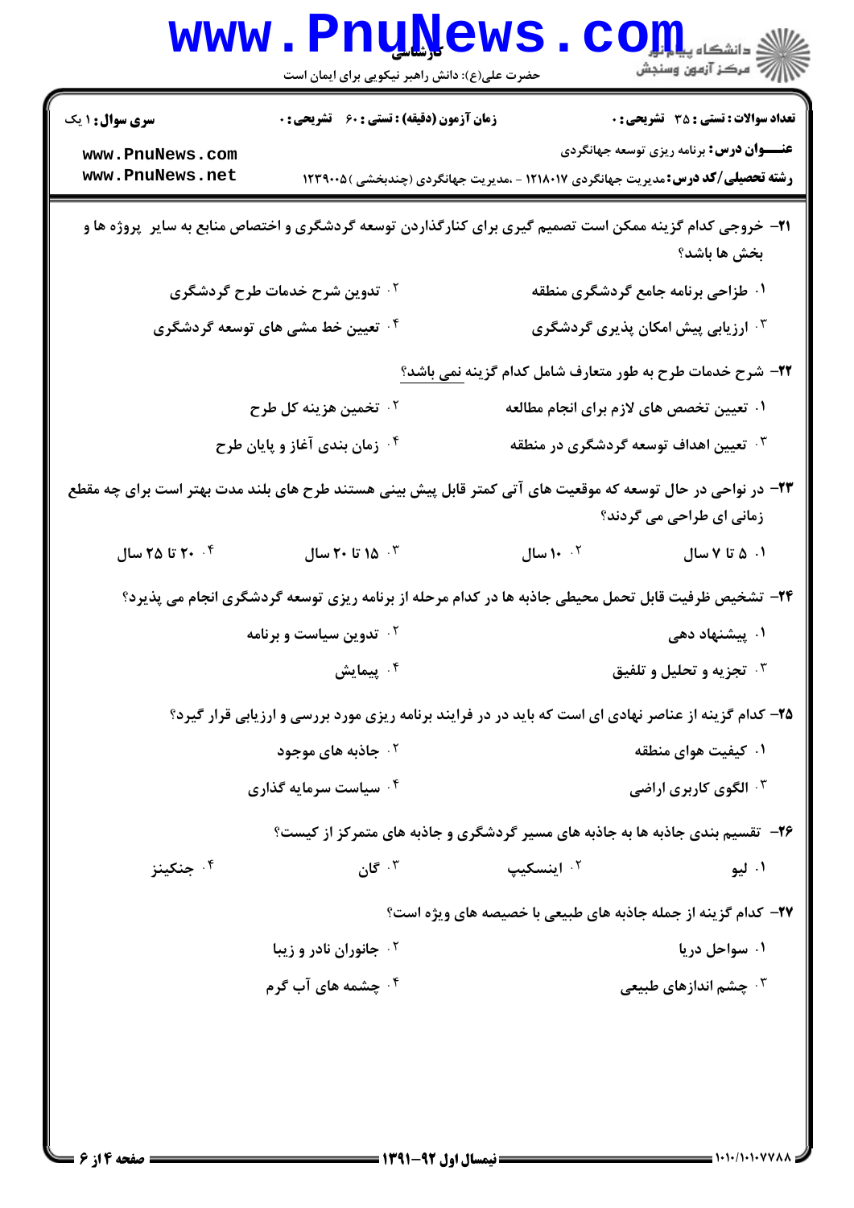**۲۱-** خروجی کدام گزینه ممکن است تصمیم گیری برای کنارگذاردن توسعه گردشگری و اختصاص منابع به سایر پروژه ها و بخش ها باشد؟

۱. طراحی برنامه جامع گردشگری منطقه
۲. تدوین شرح خدمات طرح گردشگری
۳. ارزیابی پیش امکان پذیری گردشگری
۴. تعیین خط مشی های توسعه گردشگری

**۲۲-** شرح خدمات طرح به طور متعارف شامل کدام گزینه نمی باشد؟

۱. تعیین تخصص های لازم برای انجام مطالعه
۲. تخمین هزینه کل طرح
۳. تعیین اهداف توسعه گردشگری در منطقه
۴. زمان بندی آغاز و پایان طرح

**۲۳-** در نواحی در حال توسعه که موقعیت های آتی کمتر قابل پیش بینی هستند طرح های بلند مدت بهتر است برای چه مقطع زمانی ای طراحی می گردند؟

۱. ۵ تا ۷ سال
۲. ۱۰ سال
۳. ۱۵ تا ۲۰ سال
۴. ۲۰ تا ۲۵ سال

**۲۴-** تشخیص ظرفیت قابل تحمل محیطی جاذبه ها در کدام مرحله از برنامه ریزی توسعه گردشگری انجام می پذیرد؟

۱. پیشنهاد دهی
۲. تدوین سیاست و برنامه
۳. تجزیه و تحلیل و تلفیق
۴. پیمایش

**۲۵-** کدام گزینه از عناصر نهادی ای است که باید در فرایند برنامه ریزی مورد بررسی و ارزیابی قرار گیرد؟

۱. کیفیت هوای منطقه
۲. جاذبه های موجود
۳. الگوی کاربری اراضی
۴. سیاست سرمایه گذاری

**۲۶-** تقسیم بندی جاذبه ها به جاذبه های مسیر گردشگری و جاذبه های متمرکز از کیست؟

۱. لیو
۲. اینسکیپ
۳. گان
۴. جنکینز

**۲۷-** کدام گزینه از جمله جاذبه های طبیعی با خصیصه های ویژه است؟

۱. سواحل دریا
۲. جانوران نادر و زیبا
۳. چشم اندازهای طبیعی
۴. چشمه های آب گرم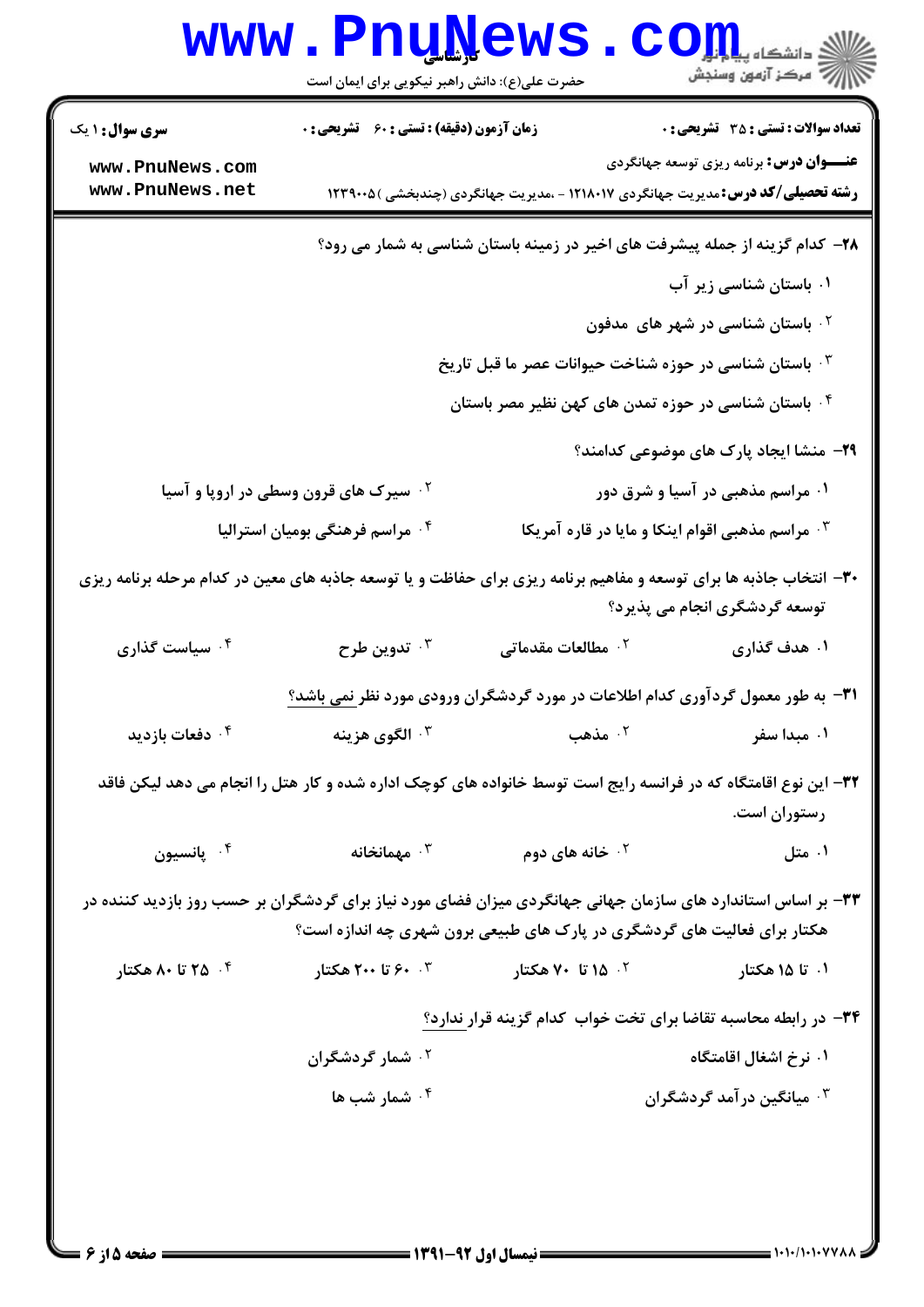**سری سوال:** ۱ یک

**زمان آزمون (دقیقه) : تستی :** ۶۰ **تشریحی :** ۰

**تعداد سوالات : تستی :** ۳۵ **تشریحی :** ۰

**عنـــوان درس:** برنامه ریزی توسعه جهانگردی

**رشته تحصیلی/کد درس:** مدیریت جهانگردی ۱۲۱۸۰۱۷ - ،مدیریت جهانگردی (چندبخشی )۱۲۳۹۰۰۵

۲۸- کدام گزینه از جمله پیشرفت های اخیر در زمینه باستان شناسی به شمار می رود؟

۱. باستان شناسی زیر آب

۲. باستان شناسی در شهر های مدفون

۳. باستان شناسی در حوزه شناخت حیوانات عصر ما قبل تاریخ

۴. باستان شناسی در حوزه تمدن های کهن نظیر مصر باستان

۲۹- منشا ایجاد پارک های موضوعی کدامند؟

۱. مراسم مذهبی در آسیا و شرق دور

۲. سیرک های قرون وسطی در اروپا و آسیا

۳. مراسم مذهبی اقوام اینکا و مایا در قاره آمریکا

۴. مراسم فرهنگی بومیان استرالیا

۳۰- انتخاب جاذبه ها برای توسعه و مفاهیم برنامه ریزی برای حفاظت و یا توسعه جاذبه های معین در کدام مرحله برنامه ریزی توسعه گردشگری انجام می پذیرد؟

۱. هدف گذاری

۲. مطالعات مقدماتی

۳. تدوین طرح

۴. سیاست گذاری

۳۱- به طور معمول گردآوری کدام اطلاعات در مورد گردشگران ورودی مورد نظر نمی باشد؟

۱. مبدا سفر

۲. مذهب

۳. الگوی هزینه

۴. دفعات بازدید

۳۲- این نوع اقامتگاه که در فرانسه رایج است توسط خانواده های کوچک اداره شده و کار هتل را انجام می دهد لیکن فاقد رستوران است.

۱. متل

۲. خانه های دوم

۳. مهمانخانه

۴. پانسیون

۳۳- بر اساس استاندارد های سازمان جهانی جهانگردی میزان فضای مورد نیاز برای گردشگران بر حسب روز بازدید کننده در هکتار برای فعالیت های گردشگری در پارک های طبیعی برون شهری چه اندازه است؟

۱. تا ۱۵ هکتار

۲. ۱۵ تا ۷۰ هکتار

۳. ۶۰ تا ۲۰۰ هکتار

۴. ۲۵ تا ۸۰ هکتار

۳۴- در رابطه محاسبه تقاضا برای تخت خواب کدام گزینه قرار ندارد؟

۱. نرخ اشغال اقامتگاه

۲. شمار گردشگران

۳. میانگین درآمد گردشگران

۴. شمار شب ها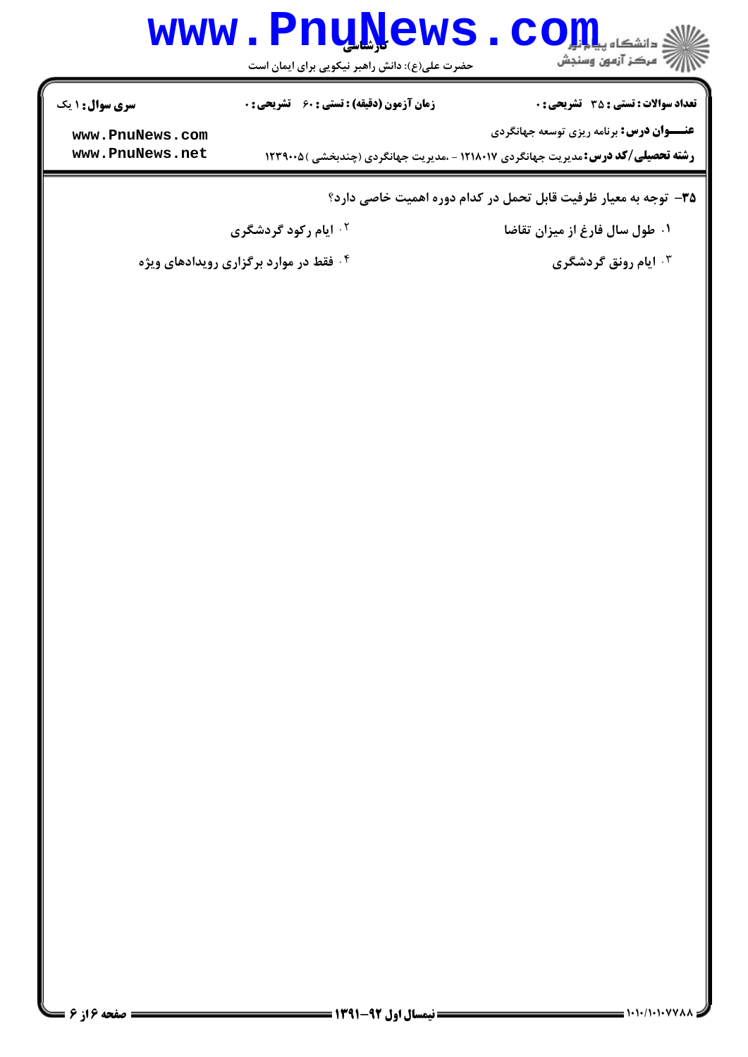**۳۵- توجه به معیار ظرفیت قابل تحمل در کدام دوره اهمیت خاصی دارد؟**

۱. طول سال فارغ از میزان تقاضا

۲. ایام رکود گردشگری

۳. ایام رونق گردشگری

۴. فقط در موارد برگزاری رویدادهای ویژه